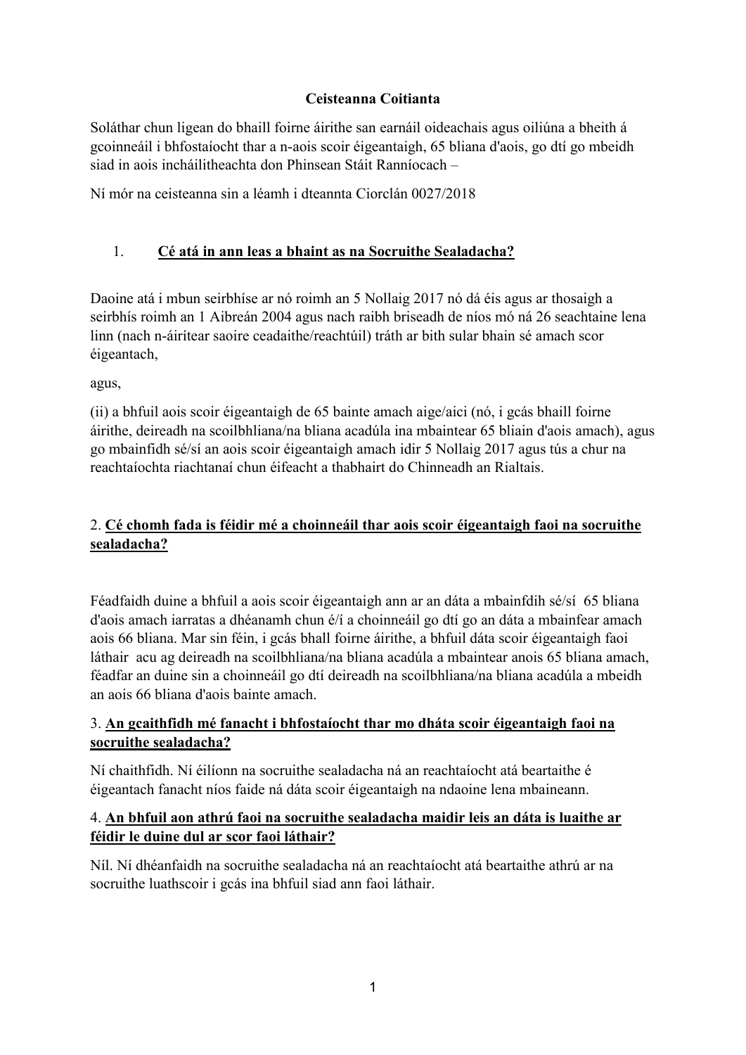# Ceisteanna Coitianta

Soláthar chun ligean do bhaill foirne áirithe san earnáil oideachais agus oiliúna a bheith á gcoinneáil i bhfostaíocht thar a n-aois scoir éigeantaigh, 65 bliana d'aois, go dtí go mbeidh siad in aois incháilitheachta don Phinsean Stáit Ranníocach –

Ní mór na ceisteanna sin a léamh i dteannta Ciorclán 0027/2018

## 1. **Cé atá in ann leas a bhaint as na Socruithe Sealadacha?**

Daoine atá i mbun seirbhíse ar nó roimh an 5 Nollaig 2017 nó dá éis agus ar thosaigh a seirbhís roimh an 1 Aibreán 2004 agus nach raibh briseadh de níos mó ná 26 seachtaine lena linn (nach n-áirítear saoire ceadaithe/reachtúil) tráth ar bith sular bhain sé amach scor éigeantach,

agus,

(ii) a bhfuil aois scoir éigeantaigh de 65 bainte amach aige/aici (nó, i gcás bhaill foirne áirithe, deireadh na scoilbhliana/na bliana acadúla ina mbaintear 65 bliain d'aois amach), agus go mbainfidh sé/sí an aois scoir éigeantaigh amach idir 5 Nollaig 2017 agus tús a chur na reachtaíochta riachtanaí chun éifeacht a thabhairt do Chinneadh an Rialtais.

## 2. **Cé chomh fada is féidir mé a choinneáil thar aois scoir éigeantaigh faoi na socruithe sealadacha?**

Féadfaidh duine a bhfuil a aois scoir éigeantaigh ann ar an dáta a mbainfdih sé/sí 65 bliana d'aois amach iarratas a dhéanamh chun é/í a choinneáil go dtí go an dáta a mbainfear amach aois 66 bliana. Mar sin féin, i gcás bhall foirne áirithe, a bhfuil dáta scoir éigeantaigh faoi láthair acu ag deireadh na scoilbhliana/na bliana acadúla a mbaintear anois 65 bliana amach, féadfar an duine sin a choinneáil go dtí deireadh na scoilbhliana/na bliana acadúla a mbeidh an aois 66 bliana d'aois bainte amach.

## 3. **An gcaithfidh mé fanacht i bhfostaíocht thar mo dháta scoir éigeantaigh faoi na socruithe sealadacha?**

Ní chaithfidh. Ní éilíonn na socruithe sealadacha ná an reachtaíocht atá beartaithe é éigeantach fanacht níos faide ná dáta scoir éigeantaigh na ndaoine lena mbaineann.

## 4. **An bhfuil aon athrú faoi na socruithe sealadacha maidir leis an dáta is luaithe ar féidir le duine dul ar scor faoi láthair?**

Níl. Ní dhéanfaidh na socruithe sealadacha ná an reachtaíocht atá beartaithe athrú ar na socruithe luathscoir i gcás ina bhfuil siad ann faoi láthair.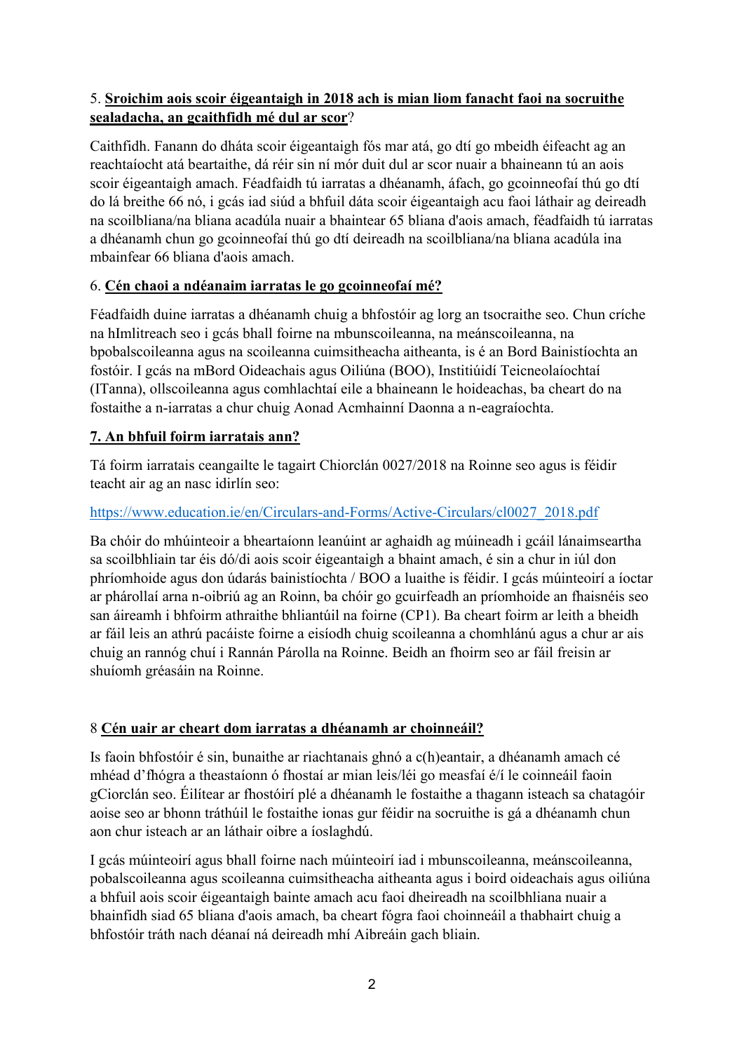5. **Sroichim aois scoir éigeantaigh in 2018 ach is mian liom fanacht faoi na socruithe sealadacha, an gcaithfidh mé dul ar scor**?

Caithfidh. Fanann do dháta scoir éigeantaigh fós mar atá, go dtí go mbeidh éifeacht ag an reachtaíocht atá beartaithe, dá réir sin ní mór duit dul ar scor nuair a bhaineann tú an aois scoir éigeantaigh amach. Féadfaidh tú iarratas a dhéanamh, áfach, go gcoinneofaí thú go dtí do lá breithe 66 nó, i gcás iad siúd a bhfuil dáta scoir éigeantaigh acu faoi láthair ag deireadh na scoilbliana/na bliana acadúla nuair a bhaintear 65 bliana d'aois amach, féadfaidh tú iarratas a dhéanamh chun go gcoinneofaí thú go dtí deireadh na scoilbliana/na bliana acadúla ina mbainfear 66 bliana d'aois amach.

6. **Cén chaoi a ndéanaim iarratas le go gcoinneofaí mé?**

Féadfaidh duine iarratas a dhéanamh chuig a bhfostóir ag lorg an tsocraithe seo. Chun críche na hImlitreach seo i gcás bhall foirne na mbunscoileanna, na meánscoileanna, na bpobalscoileanna agus na scoileanna cuimsitheacha aitheanta, is é an Bord Bainistíochta an fostóir. I gcás na mBord Oideachais agus Oiliúna (BOO), Institiúidí Teicneolaíochtaí (ITanna), ollscoileanna agus comhlachtaí eile a bhaineann le hoideachas, ba cheart do na fostaithe a n-iarratas a chur chuig Aonad Acmhainní Daonna a n-eagraíochta.

**7. An bhfuil foirm iarratais ann?**

Tá foirm iarratais ceangailte le tagairt Chiorclán 0027/2018 na Roinne seo agus is féidir teacht air ag an nasc idirlín seo:

https://www.education.ie/en/Circulars-and-Forms/Active-Circulars/cl0027_2018.pdf

Ba chóir do mhúinteoir a bheartaíonn leanúint ar aghaidh ag múineadh i gcáil lánaimseartha sa scoilbhliain tar éis dó/di aois scoir éigeantaigh a bhaint amach, é sin a chur in iúl don phríomhoide agus don údarás bainistíochta / BOO a luaithe is féidir. I gcás múinteoirí a íoctar ar phárollaí arna n-oibriú ag an Roinn, ba chóir go gcuirfeadh an príomhoide an fhaisnéis seo san áireamh i bhfoirm athraithe bhliantúil na foirne (CP1). Ba cheart foirm ar leith a bheidh ar fáil leis an athrú pacáiste foirne a eisíodh chuig scoileanna a chomhlánú agus a chur ar ais chuig an rannóg chuí i Rannán Párolla na Roinne. Beidh an fhoirm seo ar fáil freisin ar shuíomh gréasáin na Roinne.

8 **Cén uair ar cheart dom iarratas a dhéanamh ar choinneáil?**

Is faoin bhfostóir é sin, bunaithe ar riachtanais ghnó a c(h)eantair, a dhéanamh amach cé mhéad d'fhógra a theastaíonn ó fhostaí ar mian leis/léi go measfaí é/í le coinneáil faoin gCiorclán seo. Éilítear ar fhostóirí plé a dhéanamh le fostaithe a thagann isteach sa chatagóir aoise seo ar bhonn tráthúil le fostaithe ionas gur féidir na socruithe is gá a dhéanamh chun aon chur isteach ar an láthair oibre a íoslaghdú.

I gcás múinteoirí agus bhall foirne nach múinteoirí iad i mbunscoileanna, meánscoileanna, pobalscoileanna agus scoileanna cuimsitheacha aitheanta agus i boird oideachais agus oiliúna a bhfuil aois scoir éigeantaigh bainte amach acu faoi dheireadh na scoilbhliana nuair a bhainfidh siad 65 bliana d'aois amach, ba cheart fógra faoi choinneáil a thabhairt chuig a bhfostóir tráth nach déanaí ná deireadh mhí Aibreáin gach bliain.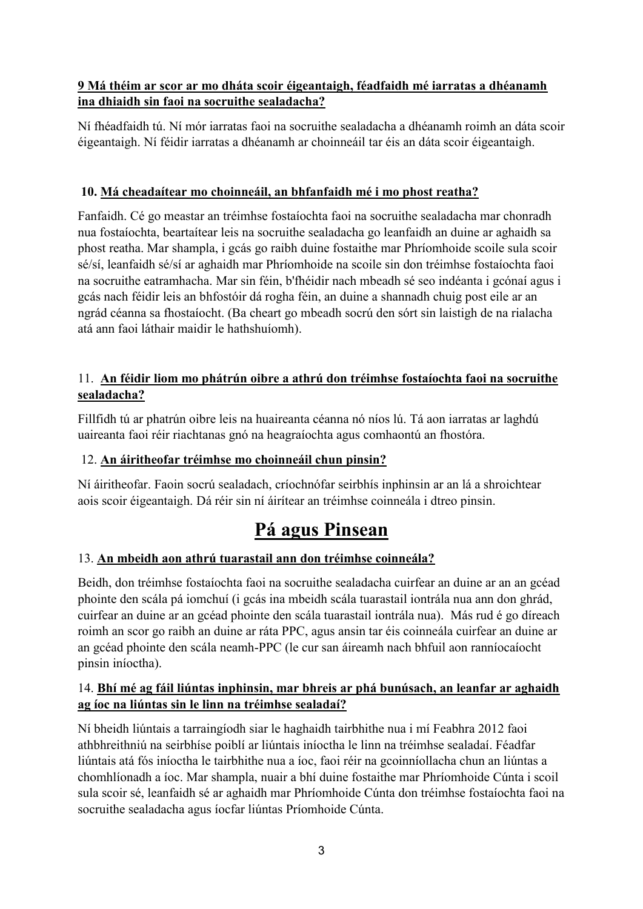**9 Má théim ar scor ar mo dháta scoir éigeantaigh, féadfaidh mé iarratas a dhéanamh ina dhiaidh sin faoi na socruithe sealadacha?**

Ní fhéadfaidh tú. Ní mór iarratas faoi na socruithe sealadacha a dhéanamh roimh an dáta scoir éigeantaigh. Ní féidir iarratas a dhéanamh ar choinneáil tar éis an dáta scoir éigeantaigh.

**10. Má cheadaítear mo choinneáil, an bhfanfaidh mé i mo phost reatha?**

Fanfaidh. Cé go meastar an tréimhse fostaíochta faoi na socruithe sealadacha mar chonradh nua fostaíochta, beartaítear leis na socruithe sealadacha go leanfaidh an duine ar aghaidh sa phost reatha. Mar shampla, i gcás go raibh duine fostaithe mar Phríomhoide scoile sula scoir sé/sí, leanfaidh sé/sí ar aghaidh mar Phríomhoide na scoile sin don tréimhse fostaíochta faoi na socruithe eatramhacha. Mar sin féin, b'fhéidir nach mbeadh sé seo indéanta i gcónaí agus i gcás nach féidir leis an bhfostóir dá rogha féin, an duine a shannadh chuig post eile ar an ngrád céanna sa fhostaíocht. (Ba cheart go mbeadh socrú den sórt sin laistigh de na rialacha atá ann faoi láthair maidir le hathshuíomh).

11. **An féidir liom mo phátrún oibre a athrú don tréimhse fostaíochta faoi na socruithe sealadacha?**

Fillfidh tú ar phatrún oibre leis na huaireanta céanna nó níos lú. Tá aon iarratas ar laghdú uaireanta faoi réir riachtanas gnó na heagraíochta agus comhaontú an fhostóra.

12. **An áiritheofar tréimhse mo choinneáil chun pinsin?**

Ní áiritheofar. Faoin socrú sealadach, críochnófar seirbhís inphinsin ar an lá a shroichtear aois scoir éigeantaigh. Dá réir sin ní áirítear an tréimhse coinneála i dtreo pinsin.

# Pá agus Pinsean

13. **An mbeidh aon athrú tuarastail ann don tréimhse coinneála?**

Beidh, don tréimhse fostaíochta faoi na socruithe sealadacha cuirfear an duine ar an an gcéad phointe den scála pá iomchuí (i gcás ina mbeidh scála tuarastail iontrála nua ann don ghrád, cuirfear an duine ar an gcéad phointe den scála tuarastail iontrála nua). Más rud é go díreach roimh an scor go raibh an duine ar ráta PPC, agus ansin tar éis coinneála cuirfear an duine ar an gcéad phointe den scála neamh-PPC (le cur san áireamh nach bhfuil aon ranníocaíocht pinsin iníoctha).

14. **Bhí mé ag fáil liúntas inphinsin, mar bhreis ar phá bunúsach, an leanfar ar aghaidh ag íoc na liúntas sin le linn na tréimhse sealadaí?**

Ní bheidh liúntais a tarraingíodh siar le haghaidh tairbhithe nua i mí Feabhra 2012 faoi athbhreithniú na seirbhíse poiblí ar liúntais iníoctha le linn na tréimhse sealadaí. Féadfar liúntais atá fós iníoctha le tairbhithe nua a íoc, faoi réir na gcoinníollacha chun an liúntas a chomhlíonadh a íoc. Mar shampla, nuair a bhí duine fostaithe mar Phríomhoide Cúnta i scoil sula scoir sé, leanfaidh sé ar aghaidh mar Phríomhoide Cúnta don tréimhse fostaíochta faoi na socruithe sealadacha agus íocfar liúntas Príomhoide Cúnta.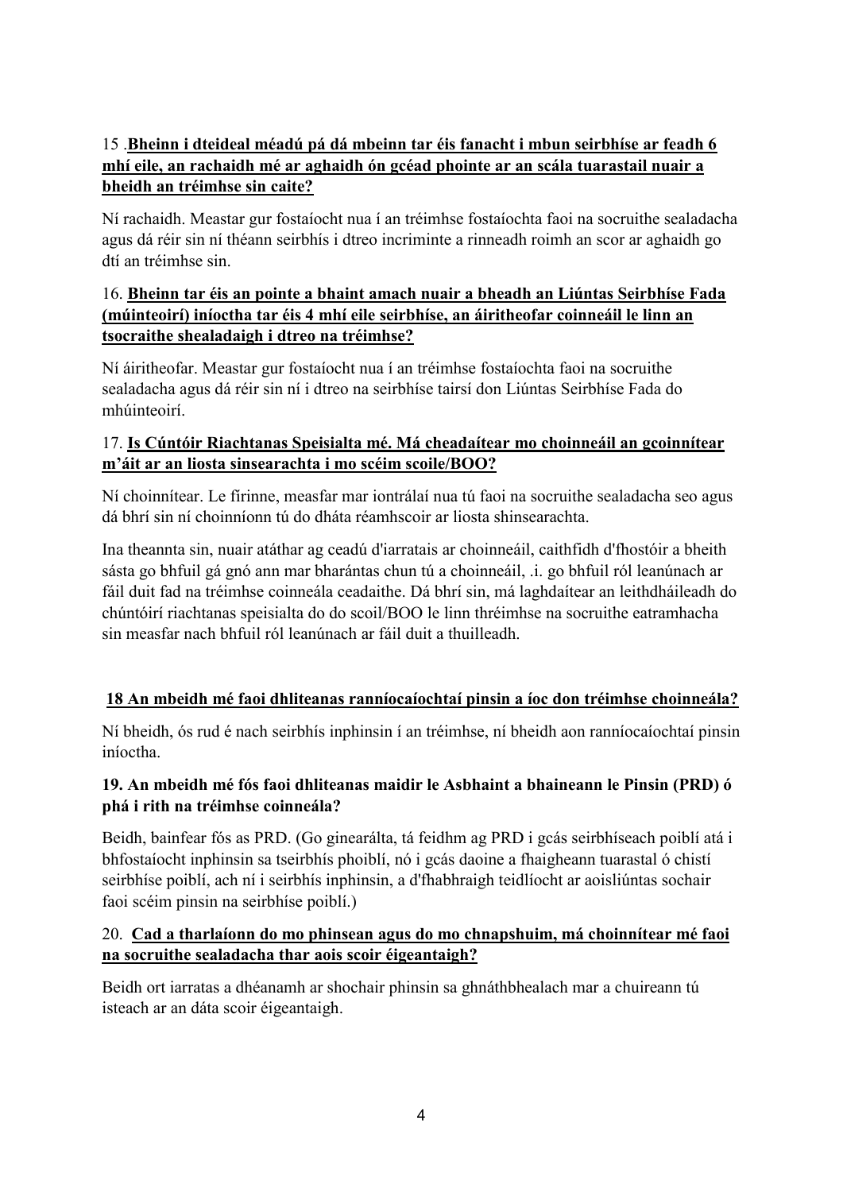15 .**<u>Bheinn i dteideal méadú pá dá mbeinn tar éis fanacht i mbun seirbhíse ar feadh 6 mhí eile, an rachaidh mé ar aghaidh ón gcéad phointe ar an scála tuarastail nuair a bheidh an tréimhse sin caite?</u>**

Ní rachaidh. Meastar gur fostaíocht nua í an tréimhse fostaíochta faoi na socruithe sealadacha agus dá réir sin ní théann seirbhís i dtreo incriminte a rinneadh roimh an scor ar aghaidh go dtí an tréimhse sin.

16. **<u>Bheinn tar éis an pointe a bhaint amach nuair a bheadh an Liúntas Seirbhíse Fada (múinteoirí) iníoctha tar éis 4 mhí eile seirbhíse, an áiritheofar coinneáil le linn an tsocraithe shealadaigh i dtreo na tréimhse?</u>**

Ní áiritheofar. Meastar gur fostaíocht nua í an tréimhse fostaíochta faoi na socruithe sealadacha agus dá réir sin ní i dtreo na seirbhíse tairsí don Liúntas Seirbhíse Fada do mhúinteoirí.

17. **<u>Is Cúntóir Riachtanas Speisialta mé. Má cheadaítear mo choinneáil an gcoinnítear m'áit ar an liosta sinsearachta i mo scéim scoile/BOO?</u>**

Ní choinnítear. Le fírinne, measfar mar iontrálaí nua tú faoi na socruithe sealadacha seo agus dá bhrí sin ní choinníonn tú do dháta réamhscoir ar liosta shinsearachta.

Ina theannta sin, nuair atáthar ag ceadú d'iarratais ar choinneáil, caithfidh d'fhostóir a bheith sásta go bhfuil gá gnó ann mar bharántas chun tú a choinneáil, .i. go bhfuil ról leanúnach ar fáil duit fad na tréimhse coinneála ceadaithe. Dá bhrí sin, má laghdaítear an leithdháileadh do chúntóirí riachtanas speisialta do do scoil/BOO le linn thréimhse na socruithe eatramhacha sin measfar nach bhfuil ról leanúnach ar fáil duit a thuilleadh.

**<u>18 An mbeidh mé faoi dhliteanas ranníocaíochtaí pinsin a íoc don tréimhse choinneála?</u>**

Ní bheidh, ós rud é nach seirbhís inphinsin í an tréimhse, ní bheidh aon ranníocaíochtaí pinsin iníoctha.

**19. An mbeidh mé fós faoi dhliteanas maidir le Asbhaint a bhaineann le Pinsin (PRD) ó phá i rith na tréimhse coinneála?**

Beidh, bainfear fós as PRD. (Go ginearálta, tá feidhm ag PRD i gcás seirbhíseach poiblí atá i bhfostaíocht inphinsin sa tseirbhís phoiblí, nó i gcás daoine a fhaigheann tuarastal ó chistí seirbhíse poiblí, ach ní i seirbhís inphinsin, a d'fhabhraigh teidlíocht ar aoisliúntas sochair faoi scéim pinsin na seirbhíse poiblí.)

20. **<u>Cad a tharlaíonn do mo phinsean agus do mo chnapshuim, má choinnítear mé faoi na socruithe sealadacha thar aois scoir éigeantaigh?</u>**

Beidh ort iarratas a dhéanamh ar shochair phinsin sa ghnáthbhealach mar a chuireann tú isteach ar an dáta scoir éigeantaigh.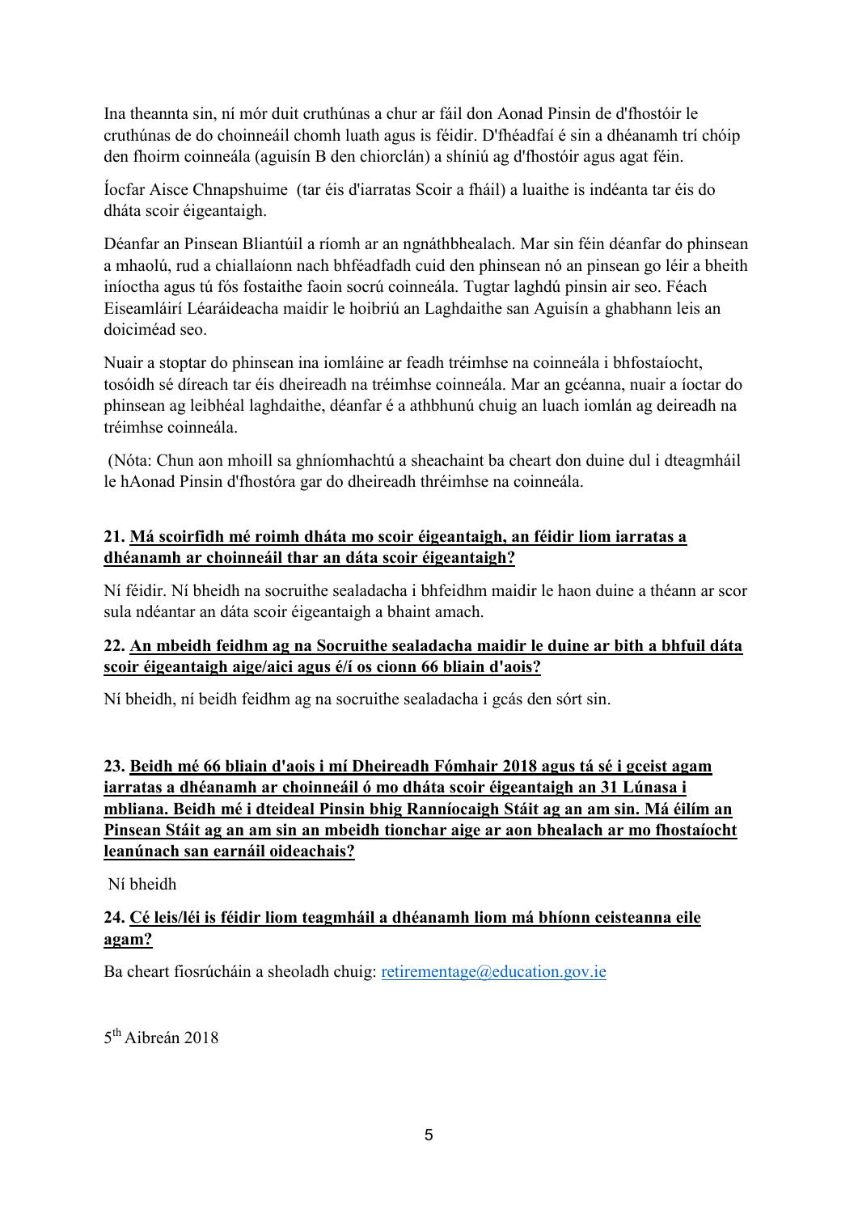Ina theannta sin, ní mór duit cruthúnas a chur ar fáil don Aonad Pinsin de d'fhostóir le cruthúnas de do choinneáil chomh luath agus is féidir. D'fhéadfaí é sin a dhéanamh trí chóip den fhoirm coinneála (aguisín B den chiorclán) a shíniú ag d'fhostóir agus agat féin.

Íocfar Aisce Chnapshuime (tar éis d'iarratas Scoir a fháil) a luaithe is indéanta tar éis do dháta scoir éigeantaigh.

Déanfar an Pinsean Bliantúil a ríomh ar an ngnáthbhealach. Mar sin féin déanfar do phinsean a mhaolú, rud a chiallaíonn nach bhféadfadh cuid den phinsean nó an pinsean go léir a bheith iníoctha agus tú fós fostaithe faoin socrú coinneála. Tugtar laghdú pinsin air seo. Féach Eiseamláirí Léaráideacha maidir le hoibriú an Laghdaithe san Aguisín a ghabhann leis an doiciméad seo.

Nuair a stoptar do phinsean ina iomláine ar feadh tréimhse na coinneála i bhfostaíocht, tosóidh sé díreach tar éis dheireadh na tréimhse coinneála. Mar an gcéanna, nuair a íoctar do phinsean ag leibhéal laghdaithe, déanfar é a athbhunú chuig an luach iomlán ag deireadh na tréimhse coinneála.

(Nóta: Chun aon mhoill sa ghníomhachtú a sheachaint ba cheart don duine dul i dteagmháil le hAonad Pinsin d'fhostóra gar do dheireadh thréimhse na coinneála.

**21. <u>Má scoirfidh mé roimh dháta mo scoir éigeantaigh, an féidir liom iarratas a dhéanamh ar choinneáil thar an dáta scoir éigeantaigh?</u>**

Ní féidir. Ní bheidh na socruithe sealadacha i bhfeidhm maidir le haon duine a théann ar scor sula ndéantar an dáta scoir éigeantaigh a bhaint amach.

**22. <u>An mbeidh feidhm ag na Socruithe sealadacha maidir le duine ar bith a bhfuil dáta scoir éigeantaigh aige/aici agus é/í os cionn 66 bliain d'aois?</u>**

Ní bheidh, ní beidh feidhm ag na socruithe sealadacha i gcás den sórt sin.

**23. <u>Beidh mé 66 bliain d'aois i mí Dheireadh Fómhair 2018 agus tá sé i gceist agam iarratas a dhéanamh ar choinneáil ó mo dháta scoir éigeantaigh an 31 Lúnasa i mbliana. Beidh mé i dteideal Pinsin bhig Ranníocaigh Stáit ag an am sin. Má éilím an Pinsean Stáit ag an am sin an mbeidh tionchar aige ar aon bhealach ar mo fhostaíocht leanúnach san earnáil oideachais?</u>**

Ní bheidh

**24. <u>Cé leis/léi is féidir liom teagmháil a dhéanamh liom má bhíonn ceisteanna eile agam?</u>**

Ba cheart fiosrúcháin a sheoladh chuig: retirementage@education.gov.ie

5th Aibreán 2018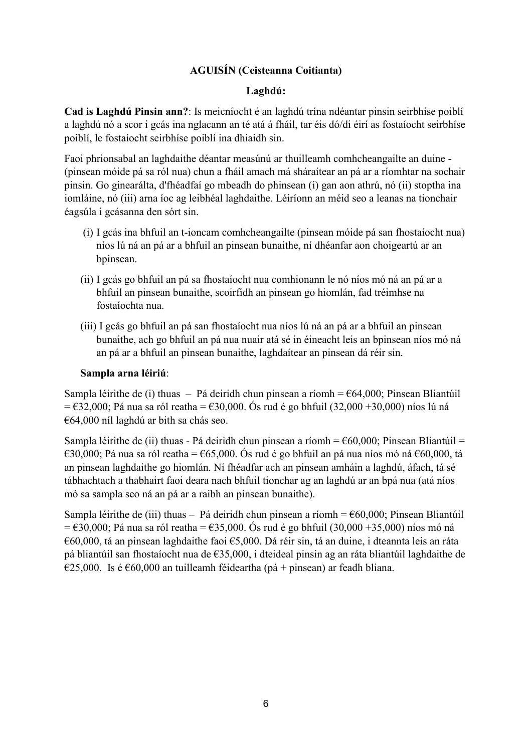**AGUISÍN (Ceisteanna Coitianta)**

**Laghdú:**

**Cad is Laghdú Pinsin ann?**: Is meicníocht é an laghdú trína ndéantar pinsin seirbhíse poiblí a laghdú nó a scor i gcás ina nglacann an té atá á fháil, tar éis dó/di éirí as fostaíocht seirbhíse poiblí, le fostaíocht seirbhíse poiblí ina dhiaidh sin.

Faoi phrionsabal an laghdaithe déantar measúnú ar thuilleamh comhcheangailte an duine - (pinsean móide pá sa ról nua) chun a fháil amach má sháraítear an pá ar a ríomhtar na sochair pinsin. Go ginearálta, d'fhéadfaí go mbeadh do phinsean (i) gan aon athrú, nó (ii) stoptha ina iomláine, nó (iii) arna íoc ag leibhéal laghdaithe. Léiríonn an méid seo a leanas na tionchair éagsúla i gcásanna den sórt sin.

(i) I gcás ina bhfuil an t-ioncam comhcheangailte (pinsean móide pá san fhostaíocht nua) níos lú ná an pá ar a bhfuil an pinsean bunaithe, ní dhéanfar aon choigeartú ar an bpinsean.

(ii) I gcás go bhfuil an pá sa fhostaíocht nua comhionann le nó níos mó ná an pá ar a bhfuil an pinsean bunaithe, scoirfidh an pinsean go hiomlán, fad tréimhse na fostaíochta nua.

(iii) I gcás go bhfuil an pá san fhostaíocht nua níos lú ná an pá ar a bhfuil an pinsean bunaithe, ach go bhfuil an pá nua nuair atá sé in éineacht leis an bpinsean níos mó ná an pá ar a bhfuil an pinsean bunaithe, laghdaítear an pinsean dá réir sin.

**Sampla arna léiriú**:

Sampla léirithe de (i) thuas – Pá deiridh chun pinsean a ríomh = €64,000; Pinsean Bliantúil = €32,000; Pá nua sa ról reatha = €30,000. Ós rud é go bhfuil (32,000 +30,000) níos lú ná €64,000 níl laghdú ar bith sa chás seo.

Sampla léirithe de (ii) thuas - Pá deiridh chun pinsean a ríomh = €60,000; Pinsean Bliantúil = €30,000; Pá nua sa ról reatha = €65,000. Ós rud é go bhfuil an pá nua níos mó ná €60,000, tá an pinsean laghdaithe go hiomlán. Ní fhéadfar ach an pinsean amháin a laghdú, áfach, tá sé tábhachtach a thabhairt faoi deara nach bhfuil tionchar ag an laghdú ar an bpá nua (atá níos mó sa sampla seo ná an pá ar a raibh an pinsean bunaithe).

Sampla léirithe de (iii) thuas – Pá deiridh chun pinsean a ríomh = €60,000; Pinsean Bliantúil = €30,000; Pá nua sa ról reatha = €35,000. Ós rud é go bhfuil (30,000 +35,000) níos mó ná €60,000, tá an pinsean laghdaithe faoi €5,000. Dá réir sin, tá an duine, i dteannta leis an ráta pá bliantúil san fhostaíocht nua de €35,000, i dteideal pinsin ag an ráta bliantúil laghdaithe de €25,000. Is é €60,000 an tuilleamh féideartha (pá + pinsean) ar feadh bliana.